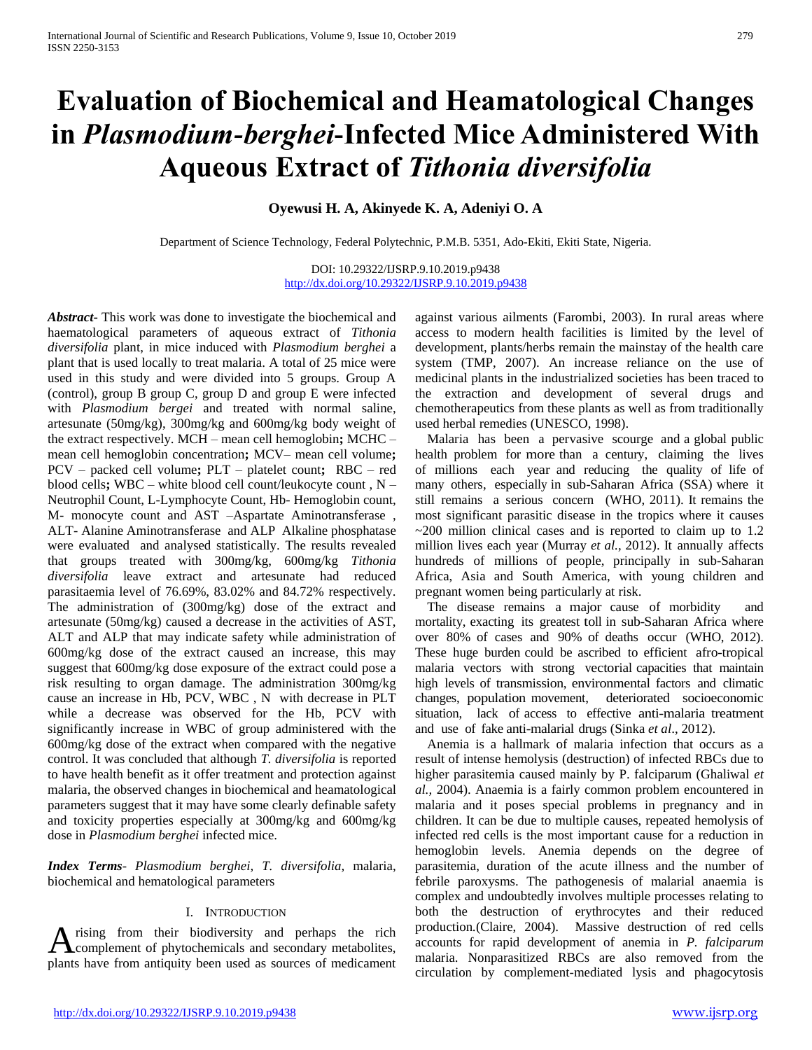# Evaluation of Biochemical and Heamatological Changes in *Plasmodium-berghei*-Infected Mice Administered With Aqueous Extract of *Tithonia diversifolia*

**Oyewusi H. A, Akinyede K. A, Adeniyi O. A**

Department of Science Technology, Federal Polytechnic, P.M.B. 5351, Ado-Ekiti, Ekiti State, Nigeria.

DOI: 10.29322/IJSRP.9.10.2019.p9438
http://dx.doi.org/10.29322/IJSRP.9.10.2019.p9438

***Abstract***- This work was done to investigate the biochemical and haematological parameters of aqueous extract of *Tithonia diversifolia* plant, in mice induced with *Plasmodium berghei* a plant that is used locally to treat malaria. A total of 25 mice were used in this study and were divided into 5 groups. Group A (control), group B group C, group D and group E were infected with *Plasmodium bergei* and treated with normal saline, artesunate (50mg/kg), 300mg/kg and 600mg/kg body weight of the extract respectively. MCH – mean cell hemoglobin**;** MCHC – mean cell hemoglobin concentration**;** MCV– mean cell volume**;** PCV – packed cell volume**;** PLT – platelet count**;** RBC – red blood cells**;** WBC – white blood cell count/leukocyte count , N – Neutrophil Count, L-Lymphocyte Count, Hb- Hemoglobin count, M- monocyte count and AST –Aspartate Aminotransferase , ALT- Alanine Aminotransferase and ALP Alkaline phosphatase were evaluated and analysed statistically. The results revealed that groups treated with 300mg/kg, 600mg/kg *Tithonia diversifolia* leave extract and artesunate had reduced parasitaemia level of 76.69%, 83.02% and 84.72% respectively. The administration of (300mg/kg) dose of the extract and artesunate (50mg/kg) caused a decrease in the activities of AST, ALT and ALP that may indicate safety while administration of 600mg/kg dose of the extract caused an increase, this may suggest that 600mg/kg dose exposure of the extract could pose a risk resulting to organ damage. The administration 300mg/kg cause an increase in Hb, PCV, WBC , N with decrease in PLT while a decrease was observed for the Hb, PCV with significantly increase in WBC of group administered with the 600mg/kg dose of the extract when compared with the negative control. It was concluded that although *T. diversifolia* is reported to have health benefit as it offer treatment and protection against malaria, the observed changes in biochemical and heamatological parameters suggest that it may have some clearly definable safety and toxicity properties especially at 300mg/kg and 600mg/kg dose in *Plasmodium berghei* infected mice.

***Index Terms***- *Plasmodium berghei, T. diversifolia,* malaria, biochemical and hematological parameters

## I. Introduction

Arising from their biodiversity and perhaps the rich complement of phytochemicals and secondary metabolites, plants have from antiquity been used as sources of medicament against various ailments (Farombi, 2003). In rural areas where access to modern health facilities is limited by the level of development, plants/herbs remain the mainstay of the health care system (TMP, 2007). An increase reliance on the use of medicinal plants in the industrialized societies has been traced to the extraction and development of several drugs and chemotherapeutics from these plants as well as from traditionally used herbal remedies (UNESCO, 1998).

Malaria has been a pervasive scourge and a global public health problem for more than a century, claiming the lives of millions each year and reducing the quality of life of many others, especially in sub-Saharan Africa (SSA) where it still remains a serious concern (WHO, 2011). It remains the most significant parasitic disease in the tropics where it causes ~200 million clinical cases and is reported to claim up to 1.2 million lives each year (Murray *et al.,* 2012). It annually affects hundreds of millions of people, principally in sub-Saharan Africa, Asia and South America, with young children and pregnant women being particularly at risk.

The disease remains a major cause of morbidity and mortality, exacting its greatest toll in sub-Saharan Africa where over 80% of cases and 90% of deaths occur (WHO, 2012). These huge burden could be ascribed to efficient afro-tropical malaria vectors with strong vectorial capacities that maintain high levels of transmission, environmental factors and climatic changes, population movement, deteriorated socioeconomic situation, lack of access to effective anti-malaria treatment and use of fake anti-malarial drugs (Sinka *et al*., 2012).

Anemia is a hallmark of malaria infection that occurs as a result of intense hemolysis (destruction) of infected RBCs due to higher parasitemia caused mainly by P. falciparum (Ghaliwal *et al.,* 2004). Anaemia is a fairly common problem encountered in malaria and it poses special problems in pregnancy and in children. It can be due to multiple causes, repeated hemolysis of infected red cells is the most important cause for a reduction in hemoglobin levels. Anemia depends on the degree of parasitemia, duration of the acute illness and the number of febrile paroxysms. The pathogenesis of malarial anaemia is complex and undoubtedly involves multiple processes relating to both the destruction of erythrocytes and their reduced production.(Claire, 2004). Massive destruction of red cells accounts for rapid development of anemia in *P. falciparum* malaria. Nonparasitized RBCs are also removed from the circulation by complement-mediated lysis and phagocytosis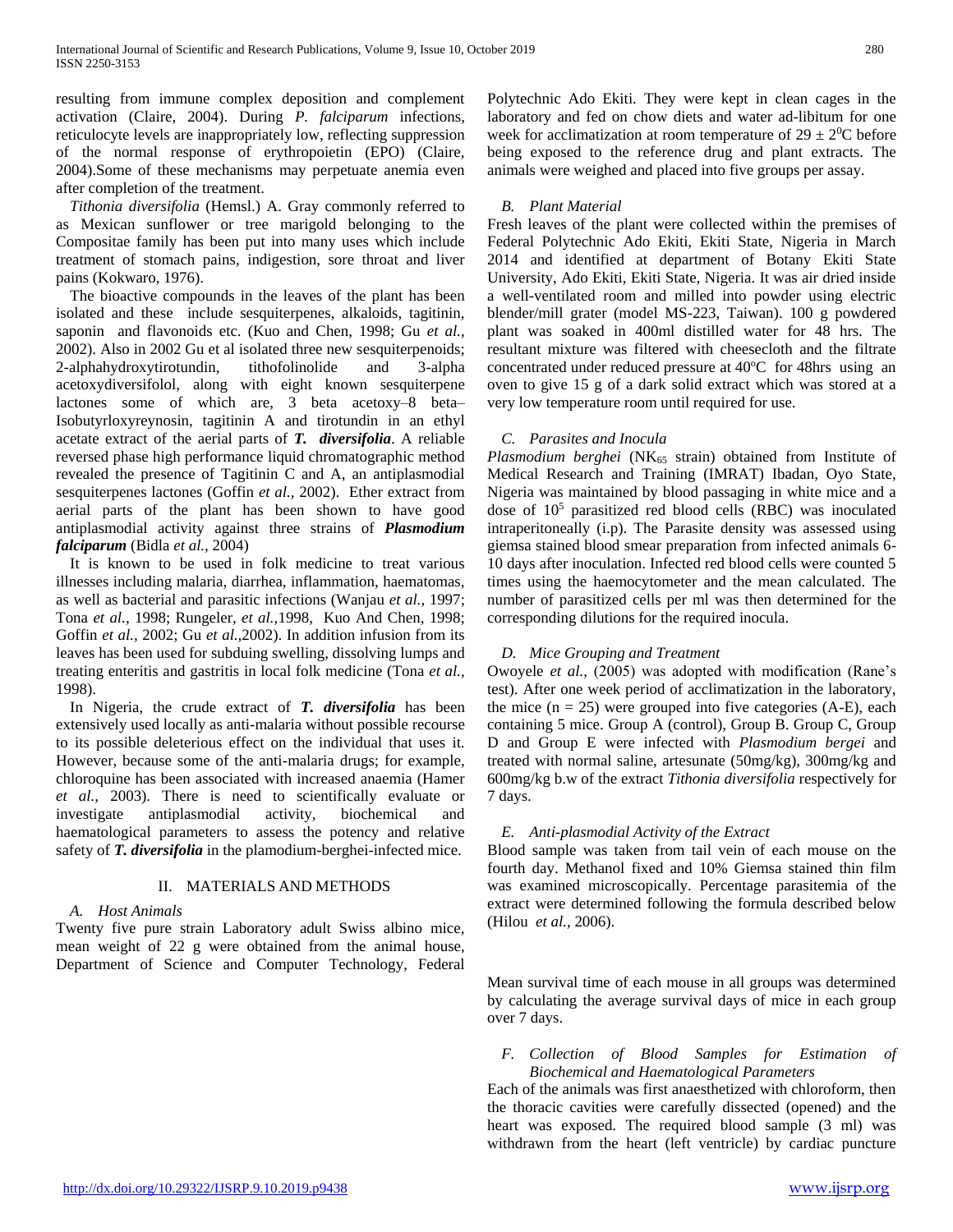resulting from immune complex deposition and complement activation (Claire, 2004). During *P. falciparum* infections, reticulocyte levels are inappropriately low, reflecting suppression of the normal response of erythropoietin (EPO) (Claire, 2004).Some of these mechanisms may perpetuate anemia even after completion of the treatment.

*Tithonia diversifolia* (Hemsl.) A. Gray commonly referred to as Mexican sunflower or tree marigold belonging to the Compositae family has been put into many uses which include treatment of stomach pains, indigestion, sore throat and liver pains (Kokwaro, 1976).

The bioactive compounds in the leaves of the plant has been isolated and these include sesquiterpenes, alkaloids, tagitinin, saponin and flavonoids etc. (Kuo and Chen, 1998; Gu *et al.,* 2002). Also in 2002 Gu et al isolated three new sesquiterpenoids; 2-alphahydroxytirotundin, tithofolinolide and 3-alpha acetoxydiversifolol, along with eight known sesquiterpene lactones some of which are, 3 beta acetoxy–8 beta–Isobutyrloxyreynosin, tagitinin A and tirotundin in an ethyl acetate extract of the aerial parts of ***T. diversifolia***. A reliable reversed phase high performance liquid chromatographic method revealed the presence of Tagitinin C and A, an antiplasmodial sesquiterpenes lactones (Goffin *et al.,* 2002). Ether extract from aerial parts of the plant has been shown to have good antiplasmodial activity against three strains of ***Plasmodium falciparum*** (Bidla *et al.,* 2004)

It is known to be used in folk medicine to treat various illnesses including malaria, diarrhea, inflammation, haematomas, as well as bacterial and parasitic infections (Wanjau *et al.,* 1997; Tona *et al.,* 1998; Rungeler, *et al.,*1998, Kuo And Chen, 1998; Goffin *et al.,* 2002; Gu *et al.,*2002). In addition infusion from its leaves has been used for subduing swelling, dissolving lumps and treating enteritis and gastritis in local folk medicine (Tona *et al.,* 1998).

In Nigeria, the crude extract of ***T. diversifolia*** has been extensively used locally as anti-malaria without possible recourse to its possible deleterious effect on the individual that uses it. However, because some of the anti-malaria drugs; for example, chloroquine has been associated with increased anaemia (Hamer *et al.,* 2003). There is need to scientifically evaluate or investigate antiplasmodial activity, biochemical and haematological parameters to assess the potency and relative safety of ***T. diversifolia*** in the plamodium-berghei-infected mice.

## II. MATERIALS AND METHODS

### *A. Host Animals*

Twenty five pure strain Laboratory adult Swiss albino mice, mean weight of 22 g were obtained from the animal house, Department of Science and Computer Technology, Federal Polytechnic Ado Ekiti. They were kept in clean cages in the laboratory and fed on chow diets and water ad-libitum for one week for acclimatization at room temperature of $29 \pm 2^0$C before being exposed to the reference drug and plant extracts. The animals were weighed and placed into five groups per assay.

### *B. Plant Material*

Fresh leaves of the plant were collected within the premises of Federal Polytechnic Ado Ekiti, Ekiti State, Nigeria in March 2014 and identified at department of Botany Ekiti State University, Ado Ekiti, Ekiti State, Nigeria. It was air dried inside a well-ventilated room and milled into powder using electric blender/mill grater (model MS-223, Taiwan). 100 g powdered plant was soaked in 400ml distilled water for 48 hrs. The resultant mixture was filtered with cheesecloth and the filtrate concentrated under reduced pressure at $40^o$C for 48hrs using an oven to give 15 g of a dark solid extract which was stored at a very low temperature room until required for use.

### *C. Parasites and Inocula*

*Plasmodium berghei* ($NK_{65}$ strain) obtained from Institute of Medical Research and Training (IMRAT) Ibadan, Oyo State, Nigeria was maintained by blood passaging in white mice and a dose of $10^5$ parasitized red blood cells (RBC) was inoculated intraperitoneally (i.p). The Parasite density was assessed using giemsa stained blood smear preparation from infected animals 6-10 days after inoculation. Infected red blood cells were counted 5 times using the haemocytometer and the mean calculated. The number of parasitized cells per ml was then determined for the corresponding dilutions for the required inocula.

### *D. Mice Grouping and Treatment*

Owoyele *et al.,* (2005) was adopted with modification (Rane's test). After one week period of acclimatization in the laboratory, the mice (n = 25) were grouped into five categories (A-E), each containing 5 mice. Group A (control), Group B. Group C, Group D and Group E were infected with *Plasmodium bergei* and treated with normal saline, artesunate (50mg/kg), 300mg/kg and 600mg/kg b.w of the extract *Tithonia diversifolia* respectively for 7 days.

### *E. Anti-plasmodial Activity of the Extract*

Blood sample was taken from tail vein of each mouse on the fourth day. Methanol fixed and 10% Giemsa stained thin film was examined microscopically. Percentage parasitemia of the extract were determined following the formula described below (Hilou *et al.,* 2006).

Mean survival time of each mouse in all groups was determined by calculating the average survival days of mice in each group over 7 days.

### *F. Collection of Blood Samples for Estimation of Biochemical and Haematological Parameters*

Each of the animals was first anaesthetized with chloroform, then the thoracic cavities were carefully dissected (opened) and the heart was exposed. The required blood sample (3 ml) was withdrawn from the heart (left ventricle) by cardiac puncture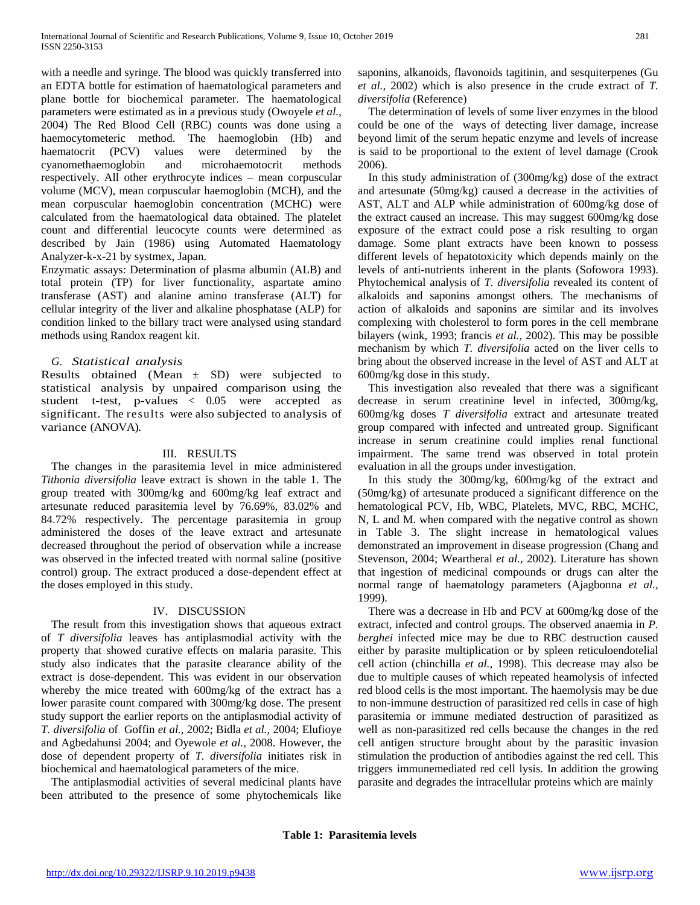with a needle and syringe. The blood was quickly transferred into an EDTA bottle for estimation of haematological parameters and plane bottle for biochemical parameter. The haematological parameters were estimated as in a previous study (Owoyele *et al.,* 2004) The Red Blood Cell (RBC) counts was done using a haemocytometeric method. The haemoglobin (Hb) and haematocrit (PCV) values were determined by the cyanomethaemoglobin and microhaemotocrit methods respectively. All other erythrocyte indices – mean corpuscular volume (MCV), mean corpuscular haemoglobin (MCH), and the mean corpuscular haemoglobin concentration (MCHC) were calculated from the haematological data obtained. The platelet count and differential leucocyte counts were determined as described by Jain (1986) using Automated Haematology Analyzer-k-x-21 by systmex, Japan.

Enzymatic assays: Determination of plasma albumin (ALB) and total protein (TP) for liver functionality, aspartate amino transferase (AST) and alanine amino transferase (ALT) for cellular integrity of the liver and alkaline phosphatase (ALP) for condition linked to the billary tract were analysed using standard methods using Randox reagent kit.

### *G. Statistical analysis*

Results obtained (Mean ± SD) were subjected to statistical analysis by unpaired comparison using the student t-test, p-values $< 0.05$ were accepted as significant. The results were also subjected to analysis of variance (ANOVA).

## III. RESULTS

The changes in the parasitemia level in mice administered *Tithonia diversifolia* leave extract is shown in the table 1. The group treated with 300mg/kg and 600mg/kg leaf extract and artesunate reduced parasitemia level by 76.69%, 83.02% and 84.72% respectively. The percentage parasitemia in group administered the doses of the leave extract and artesunate decreased throughout the period of observation while a increase was observed in the infected treated with normal saline (positive control) group. The extract produced a dose-dependent effect at the doses employed in this study.

## IV. DISCUSSION

The result from this investigation shows that aqueous extract of *T diversifolia* leaves has antiplasmodial activity with the property that showed curative effects on malaria parasite. This study also indicates that the parasite clearance ability of the extract is dose-dependent. This was evident in our observation whereby the mice treated with 600mg/kg of the extract has a lower parasite count compared with 300mg/kg dose. The present study support the earlier reports on the antiplasmodial activity of *T. diversifolia* of Goffin *et al.,* 2002; Bidla *et al.,* 2004; Elufioye and Agbedahunsi 2004; and Oyewole *et al.,* 2008. However, the dose of dependent property of *T. diversifolia* initiates risk in biochemical and haematological parameters of the mice.

The antiplasmodial activities of several medicinal plants have been attributed to the presence of some phytochemicals like saponins, alkanoids, flavonoids tagitinin, and sesquiterpenes (Gu *et al.,* 2002) which is also presence in the crude extract of *T. diversifolia* (Reference)

The determination of levels of some liver enzymes in the blood could be one of the ways of detecting liver damage, increase beyond limit of the serum hepatic enzyme and levels of increase is said to be proportional to the extent of level damage (Crook 2006).

In this study administration of (300mg/kg) dose of the extract and artesunate (50mg/kg) caused a decrease in the activities of AST, ALT and ALP while administration of 600mg/kg dose of the extract caused an increase. This may suggest 600mg/kg dose exposure of the extract could pose a risk resulting to organ damage. Some plant extracts have been known to possess different levels of hepatotoxicity which depends mainly on the levels of anti-nutrients inherent in the plants (Sofowora 1993). Phytochemical analysis of *T. diversifolia* revealed its content of alkaloids and saponins amongst others. The mechanisms of action of alkaloids and saponins are similar and its involves complexing with cholesterol to form pores in the cell membrane bilayers (wink, 1993; francis *et al.,* 2002). This may be possible mechanism by which *T. diversifolia* acted on the liver cells to bring about the observed increase in the level of AST and ALT at 600mg/kg dose in this study.

This investigation also revealed that there was a significant decrease in serum creatinine level in infected, 300mg/kg, 600mg/kg doses *T diversifolia* extract and artesunate treated group compared with infected and untreated group. Significant increase in serum creatinine could implies renal functional impairment. The same trend was observed in total protein evaluation in all the groups under investigation.

In this study the 300mg/kg, 600mg/kg of the extract and (50mg/kg) of artesunate produced a significant difference on the hematological PCV, Hb, WBC, Platelets, MVC, RBC, MCHC, N, L and M. when compared with the negative control as shown in Table 3. The slight increase in hematological values demonstrated an improvement in disease progression (Chang and Stevenson, 2004; Weartheral *et al.,* 2002). Literature has shown that ingestion of medicinal compounds or drugs can alter the normal range of haematology parameters (Ajagbonna *et al.,* 1999).

There was a decrease in Hb and PCV at 600mg/kg dose of the extract, infected and control groups. The observed anaemia in *P. berghei* infected mice may be due to RBC destruction caused either by parasite multiplication or by spleen reticuloendotelial cell action (chinchilla *et al.,* 1998). This decrease may also be due to multiple causes of which repeated heamolysis of infected red blood cells is the most important. The haemolysis may be due to non-immune destruction of parasitized red cells in case of high parasitemia or immune mediated destruction of parasitized as well as non-parasitized red cells because the changes in the red cell antigen structure brought about by the parasitic invasion stimulation the production of antibodies against the red cell. This triggers immunemediated red cell lysis. In addition the growing parasite and degrades the intracellular proteins which are mainly

**Table 1: Parasitemia levels**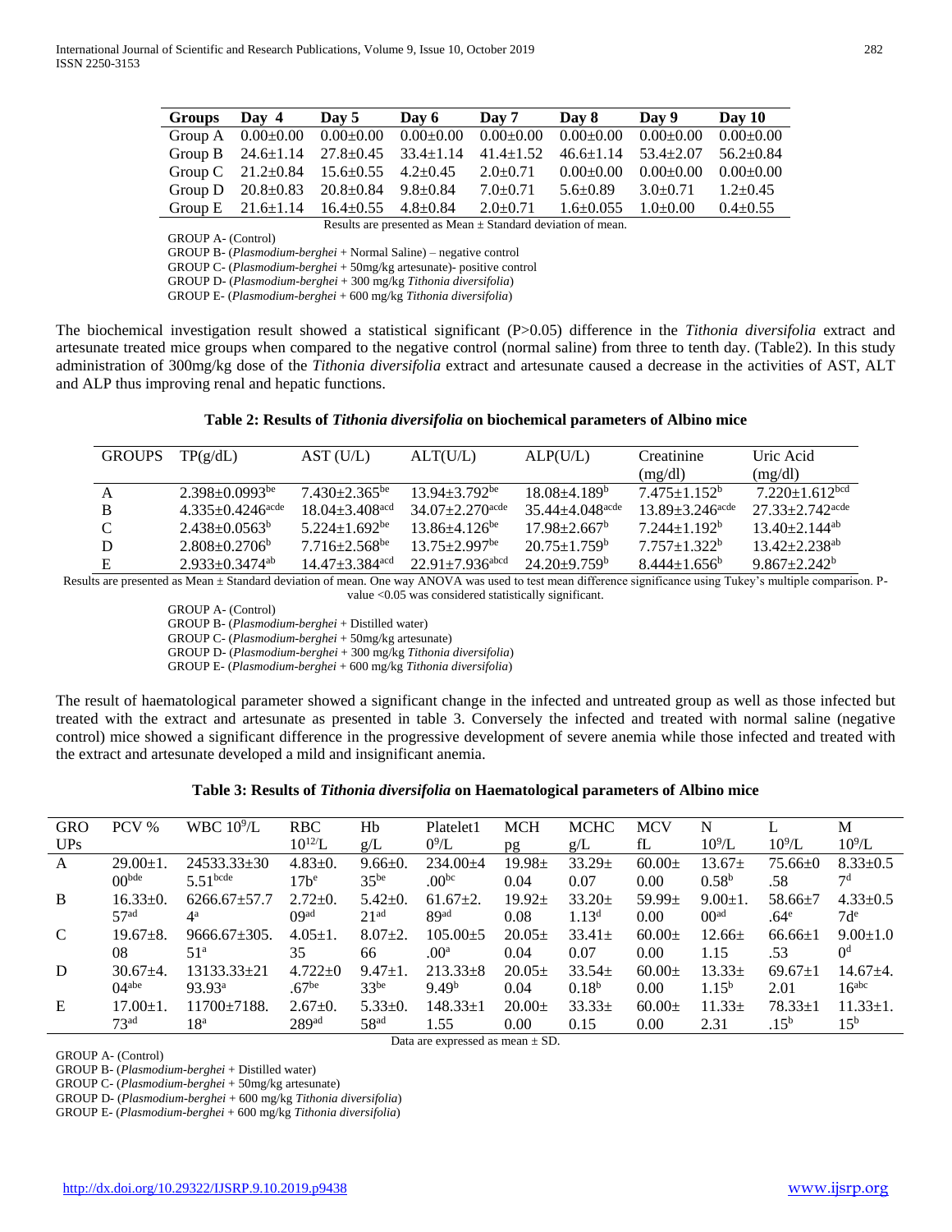| Groups | Day 4 | Day 5 | Day 6 | Day 7 | Day 8 | Day 9 | Day 10 |
|---|---|---|---|---|---|---|---|
| Group A | 0.00±0.00 | 0.00±0.00 | 0.00±0.00 | 0.00±0.00 | 0.00±0.00 | 0.00±0.00 | 0.00±0.00 |
| Group B | 24.6±1.14 | 27.8±0.45 | 33.4±1.14 | 41.4±1.52 | 46.6±1.14 | 53.4±2.07 | 56.2±0.84 |
| Group C | 21.2±0.84 | 15.6±0.55 | 4.2±0.45 | 2.0±0.71 | 0.00±0.00 | 0.00±0.00 | 0.00±0.00 |
| Group D | 20.8±0.83 | 20.8±0.84 | 9.8±0.84 | 7.0±0.71 | 5.6±0.89 | 3.0±0.71 | 1.2±0.45 |
| Group E | 21.6±1.14 | 16.4±0.55 | 4.8±0.84 | 2.0±0.71 | 1.6±0.055 | 1.0±0.00 | 0.4±0.55 |

Results are presented as Mean ± Standard deviation of mean.

GROUP A- (Control)
GROUP B- (*Plasmodium-berghei* + Normal Saline) – negative control
GROUP C- (*Plasmodium-berghei* + 50mg/kg artesunate)- positive control
GROUP D- (*Plasmodium-berghei* + 300 mg/kg *Tithonia diversifolia*)
GROUP E- (*Plasmodium-berghei* + 600 mg/kg *Tithonia diversifolia*)

The biochemical investigation result showed a statistical significant (P>0.05) difference in the *Tithonia diversifolia* extract and artesunate treated mice groups when compared to the negative control (normal saline) from three to tenth day. (Table2). In this study administration of 300mg/kg dose of the *Tithonia diversifolia* extract and artesunate caused a decrease in the activities of AST, ALT and ALP thus improving renal and hepatic functions.

**Table 2: Results of *Tithonia diversifolia* on biochemical parameters of Albino mice**

| GROUPS | TP(g/dL) | AST (U/L) | ALT(U/L) | ALP(U/L) | Creatinine (mg/dl) | Uric Acid (mg/dl) |
|---|---|---|---|---|---|---|
| A | 2.398±0.0993[be] | 7.430±2.365[be] | 13.94±3.792[be] | 18.08±4.189[b] | 7.475±1.152[b] | 7.220±1.612[bcd] |
| B | 4.335±0.4246[acde] | 18.04±3.408[acd] | 34.07±2.270[acde] | 35.44±4.048[acde] | 13.89±3.246[acde] | 27.33±2.742[acde] |
| C | 2.438±0.0563[b] | 5.224±1.692[be] | 13.86±4.126[be] | 17.98±2.667[b] | 7.244±1.192[b] | 13.40±2.144[ab] |
| D | 2.808±0.2706[b] | 7.716±2.568[be] | 13.75±2.997[be] | 20.75±1.759[b] | 7.757±1.322[b] | 13.42±2.238[ab] |
| E | 2.933±0.3474[ab] | 14.47±3.384[acd] | 22.91±7.936[abcd] | 24.20±9.759[b] | 8.444±1.656[b] | 9.867±2.242[b] |

Results are presented as Mean ± Standard deviation of mean. One way ANOVA was used to test mean difference significance using Tukey's multiple comparison. P-value <0.05 was considered statistically significant.

GROUP A- (Control)
GROUP B- (*Plasmodium-berghei* + Distilled water)
GROUP C- (*Plasmodium-berghei* + 50mg/kg artesunate)
GROUP D- (*Plasmodium-berghei* + 300 mg/kg *Tithonia diversifolia*)
GROUP E- (*Plasmodium-berghei* + 600 mg/kg *Tithonia diversifolia*)

The result of haematological parameter showed a significant change in the infected and untreated group as well as those infected but treated with the extract and artesunate as presented in table 3. Conversely the infected and treated with normal saline (negative control) mice showed a significant difference in the progressive development of severe anemia while those infected and treated with the extract and artesunate developed a mild and insignificant anemia.

**Table 3: Results of *Tithonia diversifolia* on Haematological parameters of Albino mice**

| GROUPs | PCV % | WBC $10^9$/L | RBC $10^{12}$/L | Hb g/L | Platelet1 $0^9$/L | MCH pg | MCHC g/L | MCV fL | N $10^9$/L | L $10^9$/L | M $10^9$/L |
|---|---|---|---|---|---|---|---|---|---|---|---|
| A | 29.00±1.00[bde] | 24533.33±305.51[bcde] | 4.83±0.17b[e] | 9.66±0.35[be] | 234.00±4.00[bc] | 19.98±0.04 | 33.29±0.07 | 60.00±0.00 | 13.67±0.58[b] | 75.66±0.58 | 8.33±0.57[d] |
| B | 16.33±0.57[ad] | 6266.67±57.74[a] | 2.72±0.09[ad] | 5.42±0.21[ad] | 61.67±2.89[ad] | 19.92±0.08 | 33.20±1.13[d] | 59.99±0.00 | 9.00±1.00[ad] | 58.66±7.64[e] | 4.33±0.57d[e] |
| C | 19.67±8.08 | 9666.67±305.51[a] | 4.05±1.35 | 8.07±2.66 | 105.00±5.00[a] | 20.05±0.04 | 33.41±0.07 | 60.00±0.00 | 12.66±1.15 | 66.66±1.53 | 9.00±1.00[d] |
| D | 30.67±4.04[abe] | 13133.33±2193.93[a] | 4.722±0.67[be] | 9.47±1.33[be] | 213.33±89.49[b] | 20.05±0.04 | 33.54±0.18[b] | 60.00±0.00 | 13.33±1.15[b] | 69.67±12.01 | 14.67±4.16[abc] |
| E | 17.00±1.73[ad] | 11700±7188.18[a] | 2.67±0.289[ad] | 5.33±0.58[ad] | 148.33±11.55 | 20.00±0.00 | 33.33±0.15 | 60.00±0.00 | 11.33±2.31 | 78.33±1.15[b] | 11.33±1.15[b] |

Data are expressed as mean ± SD.

GROUP A- (Control)
GROUP B- (*Plasmodium-berghei* + Distilled water)
GROUP C- (*Plasmodium-berghei* + 50mg/kg artesunate)
GROUP D- (*Plasmodium-berghei* + 600 mg/kg *Tithonia diversifolia*)
GROUP E- (*Plasmodium-berghei* + 600 mg/kg *Tithonia diversifolia*)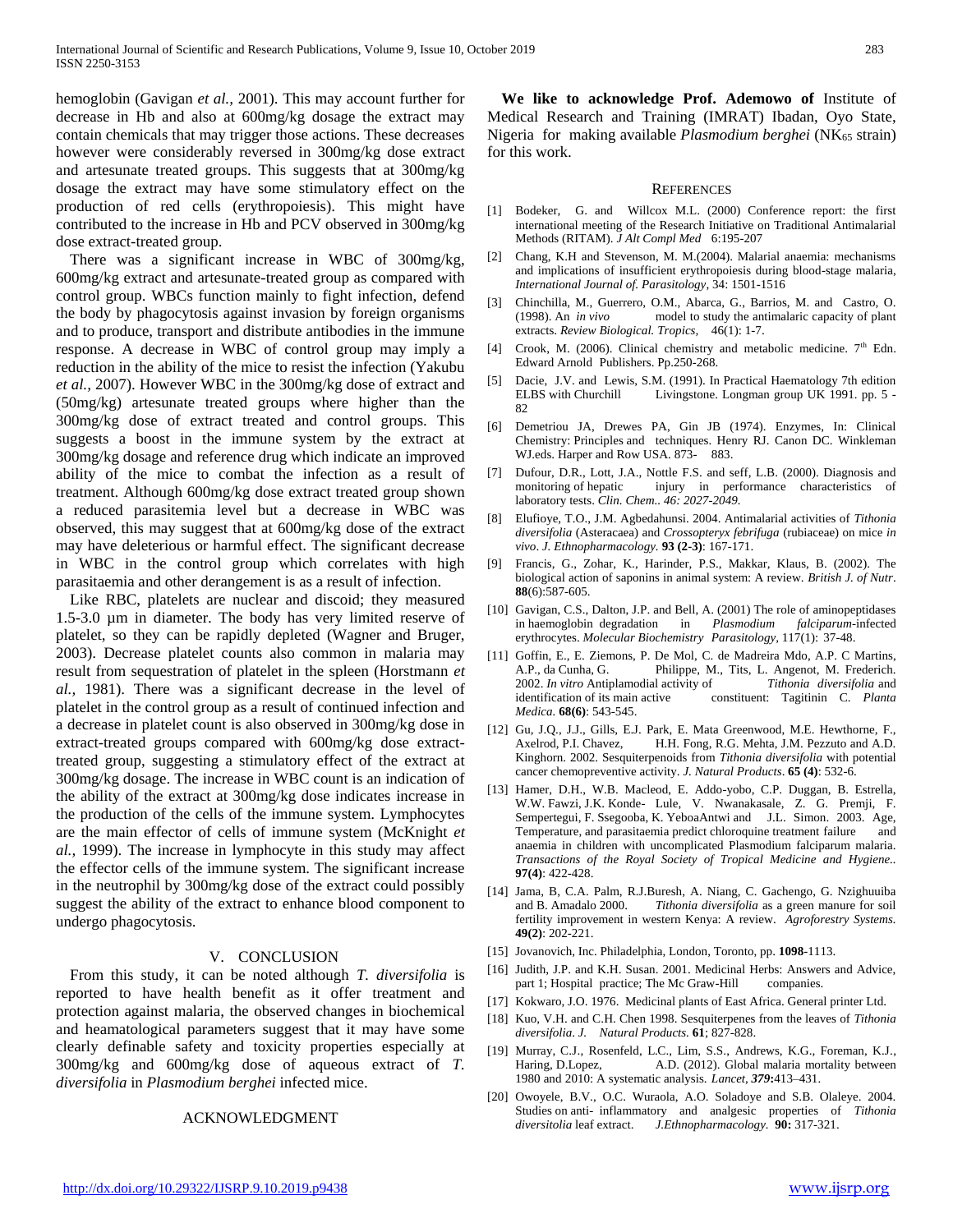hemoglobin (Gavigan *et al.,* 2001). This may account further for decrease in Hb and also at 600mg/kg dosage the extract may contain chemicals that may trigger those actions. These decreases however were considerably reversed in 300mg/kg dose extract and artesunate treated groups. This suggests that at 300mg/kg dosage the extract may have some stimulatory effect on the production of red cells (erythropoiesis). This might have contributed to the increase in Hb and PCV observed in 300mg/kg dose extract-treated group.

There was a significant increase in WBC of 300mg/kg, 600mg/kg extract and artesunate-treated group as compared with control group. WBCs function mainly to fight infection, defend the body by phagocytosis against invasion by foreign organisms and to produce, transport and distribute antibodies in the immune response. A decrease in WBC of control group may imply a reduction in the ability of the mice to resist the infection (Yakubu *et al.,* 2007). However WBC in the 300mg/kg dose of extract and (50mg/kg) artesunate treated groups where higher than the 300mg/kg dose of extract treated and control groups. This suggests a boost in the immune system by the extract at 300mg/kg dosage and reference drug which indicate an improved ability of the mice to combat the infection as a result of treatment. Although 600mg/kg dose extract treated group shown a reduced parasitemia level but a decrease in WBC was observed, this may suggest that at 600mg/kg dose of the extract may have deleterious or harmful effect. The significant decrease in WBC in the control group which correlates with high parasitaemia and other derangement is as a result of infection.

Like RBC, platelets are nuclear and discoid; they measured 1.5-3.0 µm in diameter. The body has very limited reserve of platelet, so they can be rapidly depleted (Wagner and Bruger, 2003). Decrease platelet counts also common in malaria may result from sequestration of platelet in the spleen (Horstmann *et al.,* 1981). There was a significant decrease in the level of platelet in the control group as a result of continued infection and a decrease in platelet count is also observed in 300mg/kg dose in extract-treated groups compared with 600mg/kg dose extract-treated group, suggesting a stimulatory effect of the extract at 300mg/kg dosage. The increase in WBC count is an indication of the ability of the extract at 300mg/kg dose indicates increase in the production of the cells of the immune system. Lymphocytes are the main effector of cells of immune system (McKnight *et al.,* 1999). The increase in lymphocyte in this study may affect the effector cells of the immune system. The significant increase in the neutrophil by 300mg/kg dose of the extract could possibly suggest the ability of the extract to enhance blood component to undergo phagocytosis.

## V. CONCLUSION

From this study, it can be noted although *T. diversifolia* is reported to have health benefit as it offer treatment and protection against malaria, the observed changes in biochemical and heamatological parameters suggest that it may have some clearly definable safety and toxicity properties especially at 300mg/kg and 600mg/kg dose of aqueous extract of *T. diversifolia* in *Plasmodium berghei* infected mice.

## ACKNOWLEDGMENT

**We like to acknowledge Prof. Ademowo of** Institute of Medical Research and Training (IMRAT) Ibadan, Oyo State, Nigeria for making available *Plasmodium berghei* ($NK_{65}$ strain) for this work.

## REFERENCES

[1] Bodeker, G. and Willcox M.L. (2000) Conference report: the first international meeting of the Research Initiative on Traditional Antimalarial Methods (RITAM). *J Alt Compl Med* 6:195-207

[2] Chang, K.H and Stevenson, M. M.(2004). Malarial anaemia: mechanisms and implications of insufficient erythropoiesis during blood-stage malaria, *International Journal of. Parasitology*, 34: 1501-1516

[3] Chinchilla, M., Guerrero, O.M., Abarca, G., Barrios, M. and Castro, O. (1998). An *in vivo* model to study the antimalaric capacity of plant extracts. *Review Biological. Tropics,* 46(1): 1-7.

[4] Crook, M. (2006). Clinical chemistry and metabolic medicine. 7th Edn. Edward Arnold Publishers. Pp.250-268.

[5] Dacie, J.V. and Lewis, S.M. (1991). In Practical Haematology 7th edition ELBS with Churchill Livingstone. Longman group UK 1991. pp. 5 - 82

[6] Demetriou JA, Drewes PA, Gin JB (1974). Enzymes, In: Clinical Chemistry: Principles and techniques. Henry RJ. Canon DC. Winkleman WJ.eds. Harper and Row USA. 873- 883.

[7] Dufour, D.R., Lott, J.A., Nottle F.S. and seff, L.B. (2000). Diagnosis and monitoring of hepatic injury in performance characteristics of laboratory tests. *Clin. Chem.. 46: 2027-2049.*

[8] Elufioye, T.O., J.M. Agbedahunsi. 2004. Antimalarial activities of *Tithonia diversifolia* (Asteracaea) and *Crossopteryx febrifuga* (rubiaceae) on mice *in vivo*. *J. Ethnopharmacology.* **93 (2-3)**: 167-171.

[9] Francis, G., Zohar, K., Harinder, P.S., Makkar, Klaus, B. (2002). The biological action of saponins in animal system: A review. *British J. of Nutr*. **88**(6):587-605.

[10] Gavigan, C.S., Dalton, J.P. and Bell, A. (2001) The role of aminopeptidases in haemoglobin degradation in *Plasmodium falciparum*-infected erythrocytes. *Molecular Biochemistry Parasitology,* 117(1): 37-48.

[11] Goffin, E., E. Ziemons, P. De Mol, C. de Madreira Mdo, A.P. C Martins, A.P., da Cunha, G. Philippe, M., Tits, L. Angenot, M. Frederich. 2002. *In vitro* Antiplamodial activity of *Tithonia diversifolia* and identification of its main active constituent: Tagitinin C. *Planta Medica.* **68(6)**: 543-545.

[12] Gu, J.Q., J.J., Gills, E.J. Park, E. Mata Greenwood, M.E. Hewthorne, F., Axelrod, P.I. Chavez, H.H. Fong, R.G. Mehta, J.M. Pezzuto and A.D. Kinghorn. 2002. Sesquiterpenoids from *Tithonia diversifolia* with potential cancer chemopreventive activity. *J. Natural Products*. **65 (4)**: 532-6.

[13] Hamer, D.H., W.B. Macleod, E. Addo-yobo, C.P. Duggan, B. Estrella, W.W. Fawzi, J.K. Konde- Lule, V. Nwanakasale, Z. G. Premji, F. Sempertegui, F. Ssegooba, K. YeboaAntwi and J.L. Simon. 2003. Age, Temperature, and parasitaemia predict chloroquine treatment failure and anaemia in children with uncomplicated Plasmodium falciparum malaria. *Transactions of the Royal Society of Tropical Medicine and Hygiene..* **97(4)**: 422-428.

[14] Jama, B, C.A. Palm, R.J.Buresh, A. Niang, C. Gachengo, G. Nzighuuiba and B. Amadalo 2000. *Tithonia diversifolia* as a green manure for soil fertility improvement in western Kenya: A review. *Agroforestry Systems.* **49(2)**: 202-221.

[15] Jovanovich, Inc. Philadelphia, London, Toronto, pp. **1098**-1113.

[16] Judith, J.P. and K.H. Susan. 2001. Medicinal Herbs: Answers and Advice, part 1; Hospital practice; The Mc Graw-Hill companies.

[17] Kokwaro, J.O. 1976. Medicinal plants of East Africa. General printer Ltd.

[18] Kuo, V.H. and C.H. Chen 1998. Sesquiterpenes from the leaves of *Tithonia diversifolia. J. Natural Products.* **61**; 827-828.

[19] Murray, C.J., Rosenfeld, L.C., Lim, S.S., Andrews, K.G., Foreman, K.J., Haring, D.Lopez, A.D. (2012). Global malaria mortality between 1980 and 2010: A systematic analysis. *Lancet, 379***:**413–431.

[20] Owoyele, B.V., O.C. Wuraola, A.O. Soladoye and S.B. Olaleye. 2004. Studies on anti- inflammatory and analgesic properties of *Tithonia diversitolia* leaf extract. *J.Ethnopharmacology.* **90:** 317-321.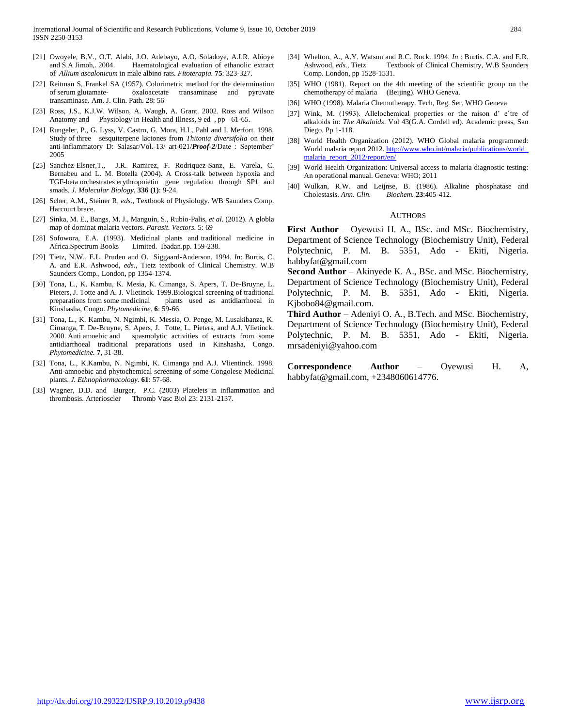[21] Owoyele, B.V., O.T. Alabi, J.O. Adebayo, A.O. Soladoye, A.I.R. Abioye and S.A Jimoh,. 2004. Haematological evaluation of ethanolic extract of *Allium ascalonicum* in male albino rats. *Fitoterapia.* **75**: 323-327.

[22] Reitman S, Frankel SA (1957). Colorimetric method for the determination of serum glutamate- oxaloacetate transaminase and pyruvate transaminase. Am. J. Clin. Path. 28: 56

[23] Ross, J.S., K.J.W. Wilson, A. Waugh, A. Grant. 2002. Ross and Wilson Anatomy and Physiology in Health and Illness, 9 ed , pp 61-65.

[24] Rungeler, P., G. Lyss, V. Castro, G. Mora, H.L. Pahl and I. Merfort. 1998. Study of three sesquiterpene lactones from *Thitonia diversifolia* on their anti-inflammatory D: Salasar/Vol.-13/ art-021/***Proof-2***/Date : September' 2005

[25] Sanchez-Elsner,T., J.R. Ramirez, F. Rodriquez-Sanz, E. Varela, C. Bernabeu and L. M. Botella (2004). A Cross-talk between hypoxia and TGF-beta orchestrates erythropoietin gene regulation through SP1 and smads. *J. Molecular Biology.* **336 (1)**: 9-24.

[26] Scher, A.M., Steiner R, *eds*., Textbook of Physiology. WB Saunders Comp. Harcourt brace.

[27] Sinka, M. E., Bangs, M. J., Manguin, S., Rubio-Palis, *et al*. (2012). A globla map of dominat malaria vectors. *Parasit. Vectors.* 5: 69

[28] Sofowora, E.A. (1993). Medicinal plants and traditional medicine in Africa.Spectrum Books Limited. Ibadan.pp. 159-238.

[29] Tietz, N.W., E.L. Pruden and O. Siggaard-Anderson. 1994. *In*: Burtis, C. A. and E.R. Ashwood, *eds*., Tietz textbook of Clinical Chemistry. W.B Saunders Comp., London, pp 1354-1374.

[30] Tona, L., K. Kambu, K. Mesia, K. Cimanga, S. Apers, T. De-Bruyne, L. Pieters, J. Totte and A. J. Vlietinck. 1999.Biological screening of traditional preparations from some medicinal plants used as antidiarrhoeal in Kinshasha, Congo. *Phytomedicine.* **6**: 59-66.

[31] Tona, L., K. Kambu, N. Ngimbi, K. Messia, O. Penge, M. Lusakibanza, K. Cimanga, T. De-Bruyne, S. Apers, J. Totte, L. Pieters, and A.J. Vlietinck. 2000. Anti amoebic and spasmolytic activities of extracts from some antidiarrhoeal traditional preparations used in Kinshasha, Congo. *Phytomedicine.* **7**, 31-38.

[32] Tona, L., K.Kambu, N. Ngimbi, K. Cimanga and A.J. Vlientinck. 1998. Anti-amnoebic and phytochemical screening of some Congolese Medicinal plants. *J. Ethnopharmacology.* **61**: 57-68.

[33] Wagner, D.D. and Burger, P.C. (2003) Platelets in inflammation and thrombosis. Arterioscler Thromb Vasc Biol 23: 2131-2137.

[34] Whelton, A., A.Y. Watson and R.C. Rock. 1994. *In* : Burtis. C.A. and E.R. Ashwood, *eds.*, Tietz Textbook of Clinical Chemistry, W.B Saunders Comp. London, pp 1528-1531.

[35] WHO (1981). Report on the 4th meeting of the scientific group on the chemotherapy of malaria (Beijing). WHO Geneva.

[36] WHO (1998). Malaria Chemotherapy. Tech, Reg. Ser. WHO Geneva

[37] Wink, M. (1993). Allelochemical properties or the raison d' e`tre of alkaloids in: *The Alkaloids*. Vol 43(G.A. Cordell ed). Academic press, San Diego. Pp 1-118.

[38] World Health Organization (2012). WHO Global malaria programmed: World malaria report 2012. http://www.who.int/malaria/publications/world_malaria_report_2012/report/en/

[39] World Health Organization: Universal access to malaria diagnostic testing: An operational manual. Geneva: WHO; 2011

[40] Wulkan, R.W. and Leijnse, B. (1986). Alkaline phosphatase and Cholestasis. *Ann. Clin. Biochem.* **23**:405-412.

## AUTHORS

**First Author** – Oyewusi H. A., BSc. and MSc. Biochemistry, Department of Science Technology (Biochemistry Unit), Federal Polytechnic, P. M. B. 5351, Ado - Ekiti, Nigeria. habbyfat@gmail.com

**Second Author** – Akinyede K. A., BSc. and MSc. Biochemistry, Department of Science Technology (Biochemistry Unit), Federal Polytechnic, P. M. B. 5351, Ado - Ekiti, Nigeria. Kjbobo84@gmail.com.

**Third Author** – Adeniyi O. A., B.Tech. and MSc. Biochemistry, Department of Science Technology (Biochemistry Unit), Federal Polytechnic, P. M. B. 5351, Ado - Ekiti, Nigeria. mrsadeniyi@yahoo.com

**Correspondence Author** – Oyewusi H. A, habbyfat@gmail.com, +2348060614776.